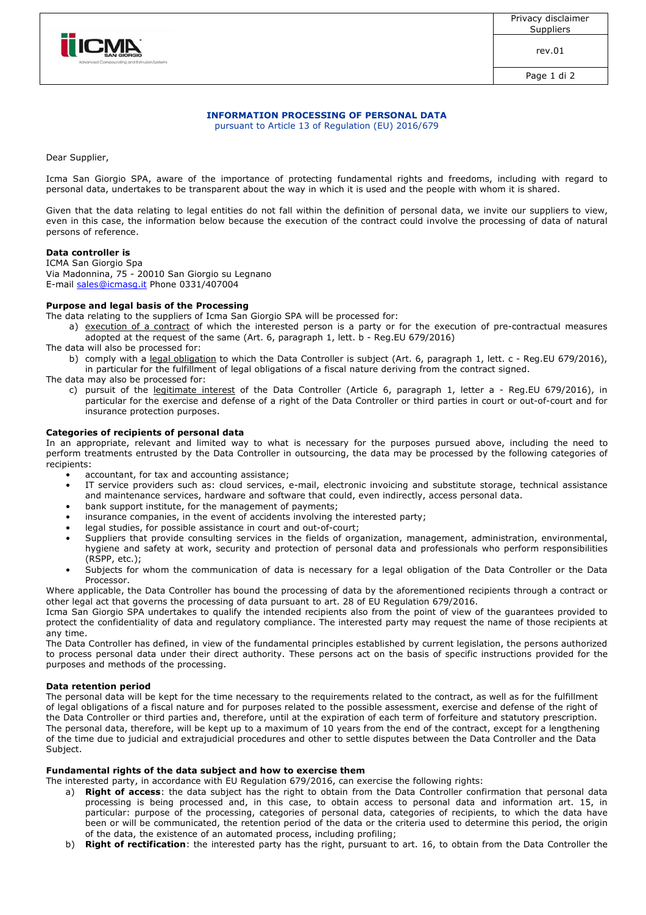# INFORMATION PROCESSING OF PERSONAL DATA

pursuant to Article 13 of Regulation (EU) 2016/679

Dear Supplier,

Icma San Giorgio SPA, aware of the importance of protecting fundamental rights and freedoms, including with regard to personal data, undertakes to be transparent about the way in which it is used and the people with whom it is shared.

Given that the data relating to legal entities do not fall within the definition of personal data, we invite our suppliers to view, even in this case, the information below because the execution of the contract could involve the processing of data of natural persons of reference.

**Data controller is**
ICMA San Giorgio Spa
Via Madonnina, 75 - 20010 San Giorgio su Legnano
E-mail sales@icmasg.it Phone 0331/407004

**Purpose and legal basis of the Processing**
The data relating to the suppliers of Icma San Giorgio SPA will be processed for:

a) execution of a contract of which the interested person is a party or for the execution of pre-contractual measures adopted at the request of the same (Art. 6, paragraph 1, lett. b - Reg.EU 679/2016)

The data will also be processed for:

b) comply with a legal obligation to which the Data Controller is subject (Art. 6, paragraph 1, lett. c - Reg.EU 679/2016), in particular for the fulfillment of legal obligations of a fiscal nature deriving from the contract signed.

The data may also be processed for:

c) pursuit of the legitimate interest of the Data Controller (Article 6, paragraph 1, letter a - Reg.EU 679/2016), in particular for the exercise and defense of a right of the Data Controller or third parties in court or out-of-court and for insurance protection purposes.

**Categories of recipients of personal data**
In an appropriate, relevant and limited way to what is necessary for the purposes pursued above, including the need to perform treatments entrusted by the Data Controller in outsourcing, the data may be processed by the following categories of recipients:

- accountant, for tax and accounting assistance;
- IT service providers such as: cloud services, e-mail, electronic invoicing and substitute storage, technical assistance and maintenance services, hardware and software that could, even indirectly, access personal data.
- bank support institute, for the management of payments;
- insurance companies, in the event of accidents involving the interested party;
- legal studies, for possible assistance in court and out-of-court;
- Suppliers that provide consulting services in the fields of organization, management, administration, environmental, hygiene and safety at work, security and protection of personal data and professionals who perform responsibilities (RSPP, etc.);
- Subjects for whom the communication of data is necessary for a legal obligation of the Data Controller or the Data Processor.

Where applicable, the Data Controller has bound the processing of data by the aforementioned recipients through a contract or other legal act that governs the processing of data pursuant to art. 28 of EU Regulation 679/2016.
Icma San Giorgio SPA undertakes to qualify the intended recipients also from the point of view of the guarantees provided to protect the confidentiality of data and regulatory compliance. The interested party may request the name of those recipients at any time.
The Data Controller has defined, in view of the fundamental principles established by current legislation, the persons authorized to process personal data under their direct authority. These persons act on the basis of specific instructions provided for the purposes and methods of the processing.

**Data retention period**
The personal data will be kept for the time necessary to the requirements related to the contract, as well as for the fulfillment of legal obligations of a fiscal nature and for purposes related to the possible assessment, exercise and defense of the right of the Data Controller or third parties and, therefore, until at the expiration of each term of forfeiture and statutory prescription.
The personal data, therefore, will be kept up to a maximum of 10 years from the end of the contract, except for a lengthening of the time due to judicial and extrajudicial procedures and other to settle disputes between the Data Controller and the Data Subject.

**Fundamental rights of the data subject and how to exercise them**
The interested party, in accordance with EU Regulation 679/2016, can exercise the following rights:

a) **Right of access**: the data subject has the right to obtain from the Data Controller confirmation that personal data processing is being processed and, in this case, to obtain access to personal data and information art. 15, in particular: purpose of the processing, categories of personal data, categories of recipients, to which the data have been or will be communicated, the retention period of the data or the criteria used to determine this period, the origin of the data, the existence of an automated process, including profiling;
b) **Right of rectification**: the interested party has the right, pursuant to art. 16, to obtain from the Data Controller the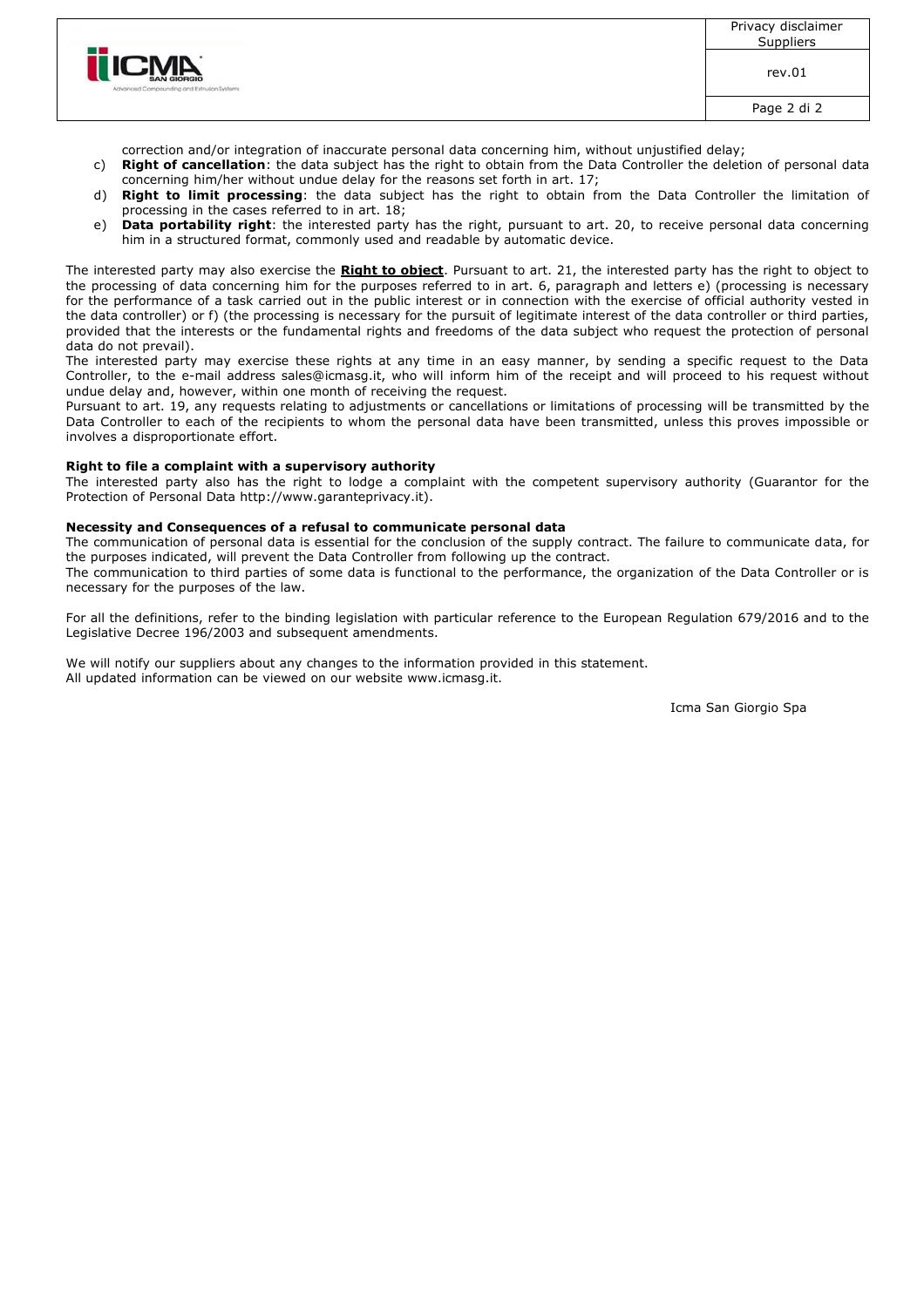correction and/or integration of inaccurate personal data concerning him, without unjustified delay;

c) **Right of cancellation**: the data subject has the right to obtain from the Data Controller the deletion of personal data concerning him/her without undue delay for the reasons set forth in art. 17;
d) **Right to limit processing**: the data subject has the right to obtain from the Data Controller the limitation of processing in the cases referred to in art. 18;
e) **Data portability right**: the interested party has the right, pursuant to art. 20, to receive personal data concerning him in a structured format, commonly used and readable by automatic device.

The interested party may also exercise the **Right to object**. Pursuant to art. 21, the interested party has the right to object to the processing of data concerning him for the purposes referred to in art. 6, paragraph and letters e) (processing is necessary for the performance of a task carried out in the public interest or in connection with the exercise of official authority vested in the data controller) or f) (the processing is necessary for the pursuit of legitimate interest of the data controller or third parties, provided that the interests or the fundamental rights and freedoms of the data subject who request the protection of personal data do not prevail).

The interested party may exercise these rights at any time in an easy manner, by sending a specific request to the Data Controller, to the e-mail address sales@icmasg.it, who will inform him of the receipt and will proceed to his request without undue delay and, however, within one month of receiving the request.

Pursuant to art. 19, any requests relating to adjustments or cancellations or limitations of processing will be transmitted by the Data Controller to each of the recipients to whom the personal data have been transmitted, unless this proves impossible or involves a disproportionate effort.

**Right to file a complaint with a supervisory authority**

The interested party also has the right to lodge a complaint with the competent supervisory authority (Guarantor for the Protection of Personal Data http://www.garanteprivacy.it).

**Necessity and Consequences of a refusal to communicate personal data**

The communication of personal data is essential for the conclusion of the supply contract. The failure to communicate data, for the purposes indicated, will prevent the Data Controller from following up the contract.

The communication to third parties of some data is functional to the performance, the organization of the Data Controller or is necessary for the purposes of the law.

For all the definitions, refer to the binding legislation with particular reference to the European Regulation 679/2016 and to the Legislative Decree 196/2003 and subsequent amendments.

We will notify our suppliers about any changes to the information provided in this statement.
All updated information can be viewed on our website www.icmasg.it.

Icma San Giorgio Spa